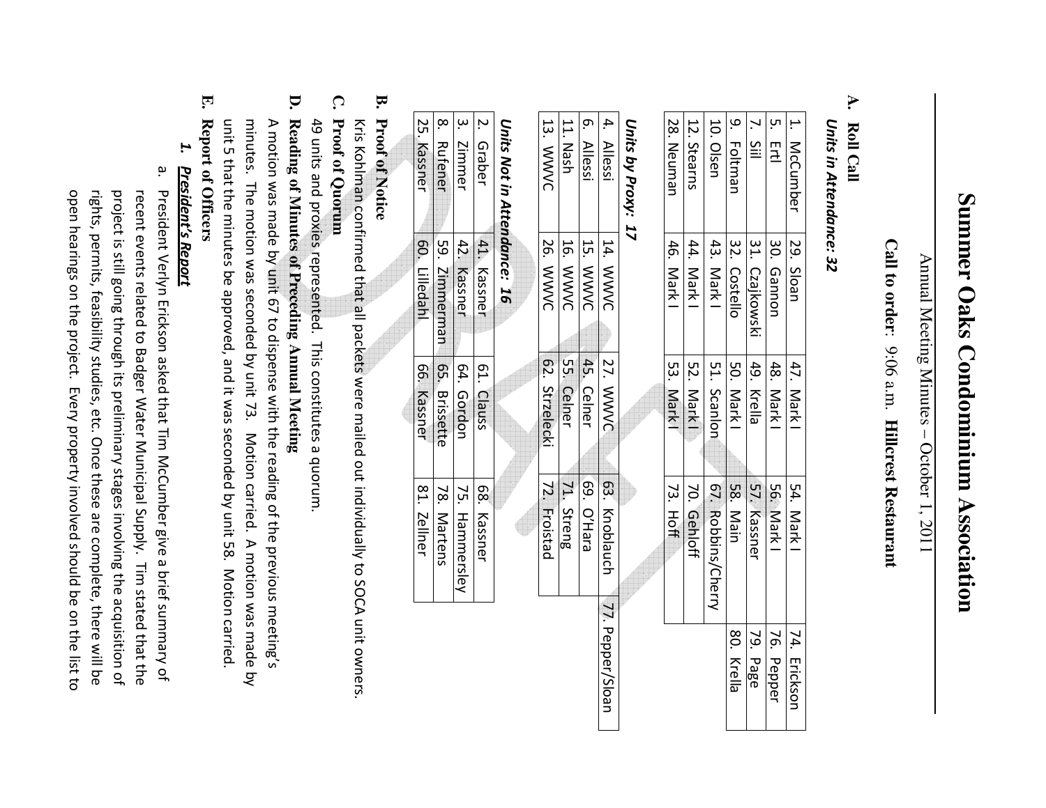# Summer Oaks Condominium Association

Annual Meeting Minutes – October 1, 2011

**Call to order**: 9:06 a.m. **Hillcrest Restaurant**

## A. Roll Call

***Units in Attendance: 32***

| | | | | |
|---|---|---|---|---|
| 1. McCumber | 29. Sloan | 47. Mark I | 54. Mark I | 74. Erickson |
| 5. Ertl | 30. Gannon | 48. Mark I | 56. Mark I | 76. Pepper |
| 7. Siil | 31. Czajkowski | 49. Krella | 57. Kassner | 79. Page |
| 9. Foltman | 32. Costello | 50. Mark I | 58. Main | 80. Krella |
| 10. Olsen | 43. Mark I | 51. Scanlon | 67. Robins/Cherry | |
| 12. Stearns | 44. Mark I | 52. Mark I | 70. Gehloff | |
| 28. Neuman | 46. Mark I | 53. Mark I | 73. Hoff | |

***Units by Proxy: 17***

| | | | | |
|---|---|---|---|---|
| 4. Allessi | 14. WWVC | 27. WWVC | 63. Knoblauch | 77. Pepper/Sloan |
| 6. Allessi | 15. WWVC | 45. Celner | 69. O'Hara | |
| 11. Nash | 16. WWVC | 55. Celner | 71. Streng | |
| 13. WWVC | 26. WWVC | 62. Strzelecki | 72. Froistad | |

***Units Not in Attendance: 16***

| | | | |
|---|---|---|---|
| 2. Graber | 41. Kassner | 61. Clauss | 68. Kassner |
| 3. Zimmer | 42. Kassner | 64. Gordon | 75. Hammersley |
| 8. Rufener | 59. Zimmerman | 65. Brissette | 78. Martens |
| 25. Kassner | 60. Liliedahl | 66. Kassner | 81. Zellner |

## B. Proof of Notice

Kris Kohlman confirmed that all packets were mailed out individually to SOCA unit owners.

## C. Proof of Quorum

49 units and proxies represented. This constitutes a quorum.

## D. Reading of Minutes of Preceding Annual Meeting

A motion was made by unit 67 to dispense with the reading of the previous meeting's minutes. The motion was seconded by unit 73. Motion carried. A motion was made by unit 5 that the minutes be approved, and it was seconded by unit 58. Motion carried.

## E. Report of Officers

### 1. *President's Report*

a. President Verlyn Erickson asked that Tim McCumber give a brief summary of recent events related to Badger Water Municipal Supply. Tim stated that the project is still going through its preliminary stages involving the acquisition of rights, permits, feasibility studies, etc. Once these are complete, there will be open hearings on the project. Every property involved should be on the list to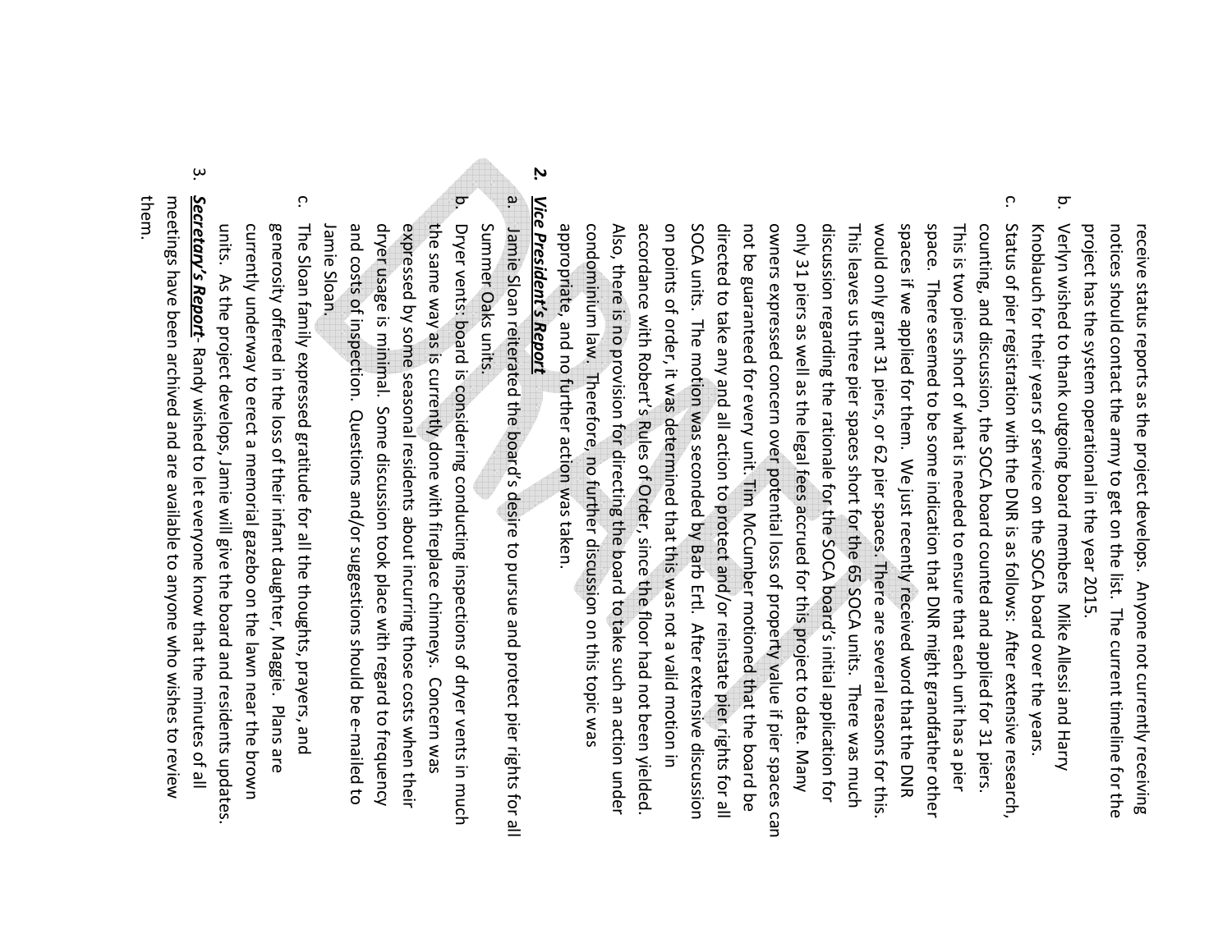receive status reports as the project develops. Anyone not currently receiving notices should contact the army to get on the list. The current timeline for the project has the system operational in the year 2015.

b. Verlyn wished to thank outgoing board members Mike Allessi and Harry Knoblauch for their years of service on the SOCA board over the years.

c. Status of pier registration with the DNR is as follows: After extensive research, counting, and discussion, the SOCA board counted and applied for 31 piers. This is two piers short of what is needed to ensure that each unit has a pier space. There seemed to be some indication that DNR might grandfather other spaces if we applied for them. We just recently received word that the DNR would only grant 31 piers, or 62 pier spaces. There are several reasons for this. This leaves us three pier spaces short for the 65 SOCA units. There was much discussion regarding the rationale for the SOCA board's initial application for only 31 piers as well as the legal fees accrued for this project to date. Many owners expressed concern over potential loss of property value if pier spaces can not be guaranteed for every unit. Tim McCumber motioned that the board be directed to take any and all action to protect and/or reinstate pier rights for all SOCA units. The motion was seconded by Barb Ertl. After extensive discussion on points of order, it was determined that this was not a valid motion in accordance with Robert's Rules of Order, since the floor had not been yielded. Also, there is no provision for directing the board to take such an action under condominium law. Therefore, no further discussion on this topic was appropriate, and no further action was taken.

2. ***Vice President's Report***

a. Jamie Sloan reiterated the board's desire to pursue and protect pier rights for all Summer Oaks units.

b. Dryer vents: board is considering conducting inspections of dryer vents in much the same way as is currently done with fireplace chimneys. Concern was expressed by some seasonal residents about incurring those costs when their dryer usage is minimal. Some discussion took place with regard to frequency and costs of inspection. Questions and/or suggestions should be e-mailed to Jamie Sloan.

c. The Sloan family expressed gratitude for all the thoughts, prayers, and generosity offered in the loss of their infant daughter, Maggie. Plans are currently underway to erect a memorial gazebo on the lawn near the brown units. As the project develops, Jamie will give the board and residents updates.

3. ***Secretary's Report***- Randy wished to let everyone know that the minutes of all meetings have been archived and are available to anyone who wishes to review them.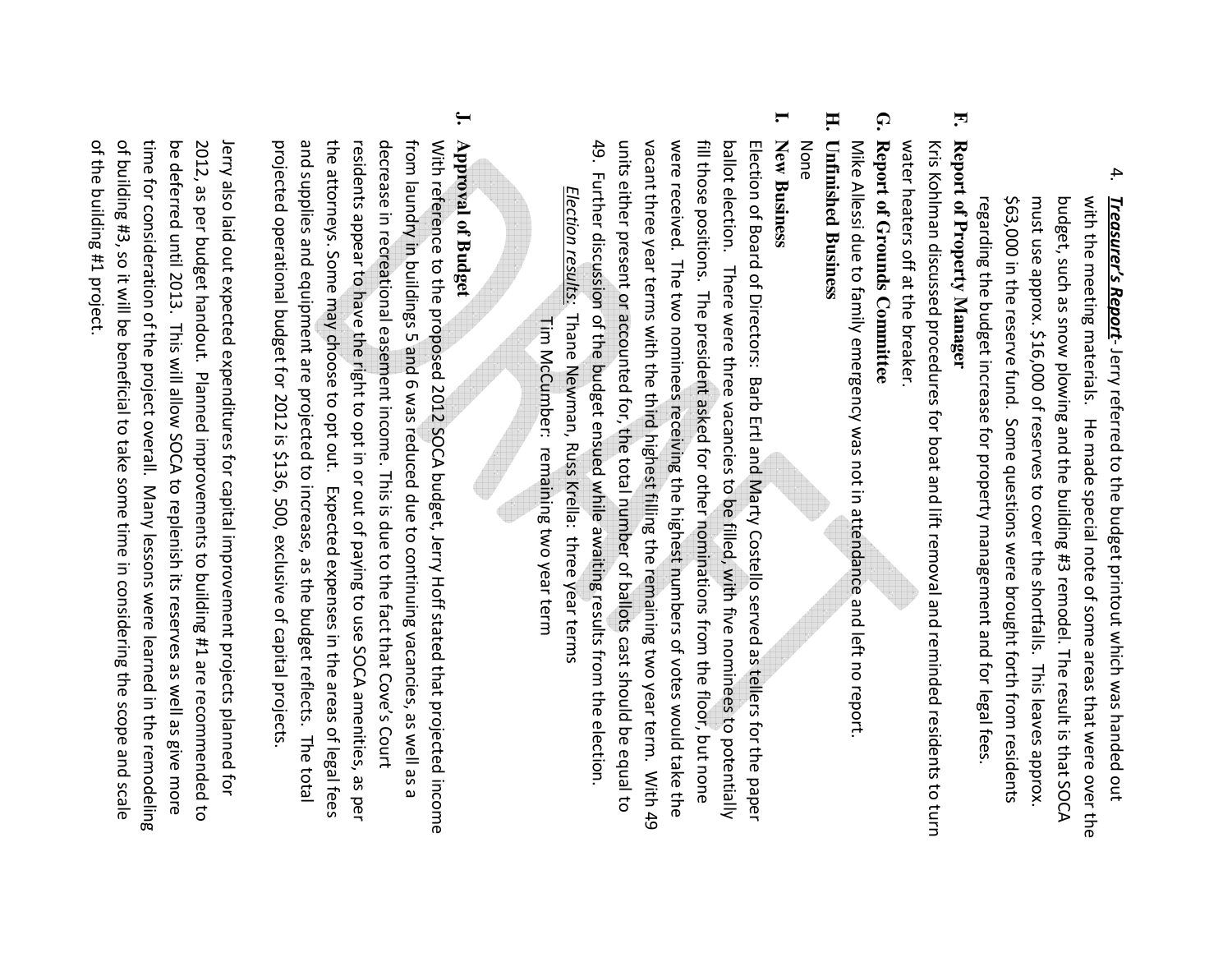4. ***Treasurer's Report***- Jerry referred to the budget printout which was handed out with the meeting materials. He made special note of some areas that were over the budget, such as snow plowing and the building #3 remodel. The result is that SOCA must use approx. $16,000 of reserves to cover the shortfalls. This leaves approx. $63,000 in the reserve fund. Some questions were brought forth from residents regarding the budget increase for property management and for legal fees.

## F. Report of Property Manager

Kris Kohlman discussed procedures for boat and lift removal and reminded residents to turn water heaters off at the breaker.

## G. Report of Grounds Committee

Mike Allessi due to family emergency was not in attendance and left no report.

## H. Unfinished Business

None

## I. New Business

Election of Board of Directors: Barb Ertl and Marty Costello served as tellers for the paper ballot election. There were three vacancies to be filled, with five nominees to potentially fill those positions. The president asked for other nominations from the floor, but none were received. The two nominees receiving the highest numbers of votes would take the vacant three year terms with the third highest filling the remaining two year term. With 49 units either present or accounted for, the total number of ballots cast should be equal to 49. Further discussion of the budget ensued while awaiting results from the election.

*Election results*: Thane Newman, Russ Krella: three year terms
Tim McCumber: remaining two year term

## J. Approval of Budget

With reference to the proposed 2012 SOCA budget, Jerry Hoff stated that projected income from laundry in buildings 5 and 6 was reduced due to continuing vacancies, as well as a decrease in recreational easement income. This is due to the fact that Cove's Court residents appear to have the right to opt in or out of paying to use SOCA amenities, as per the attorneys. Some may choose to opt out. Expected expenses in the areas of legal fees and supplies and equipment are projected to increase, as the budget reflects. The total projected operational budget for 2012 is $136, 500, exclusive of capital projects.

Jerry also laid out expected expenditures for capital improvement projects planned for 2012, as per budget handout. Planned improvements to building #1 are recommended to be deferred until 2013. This will allow SOCA to replenish its reserves as well as give more time for consideration of the project overall. Many lessons were learned in the remodeling of building #3, so it will be beneficial to take some time in considering the scope and scale of the building #1 project.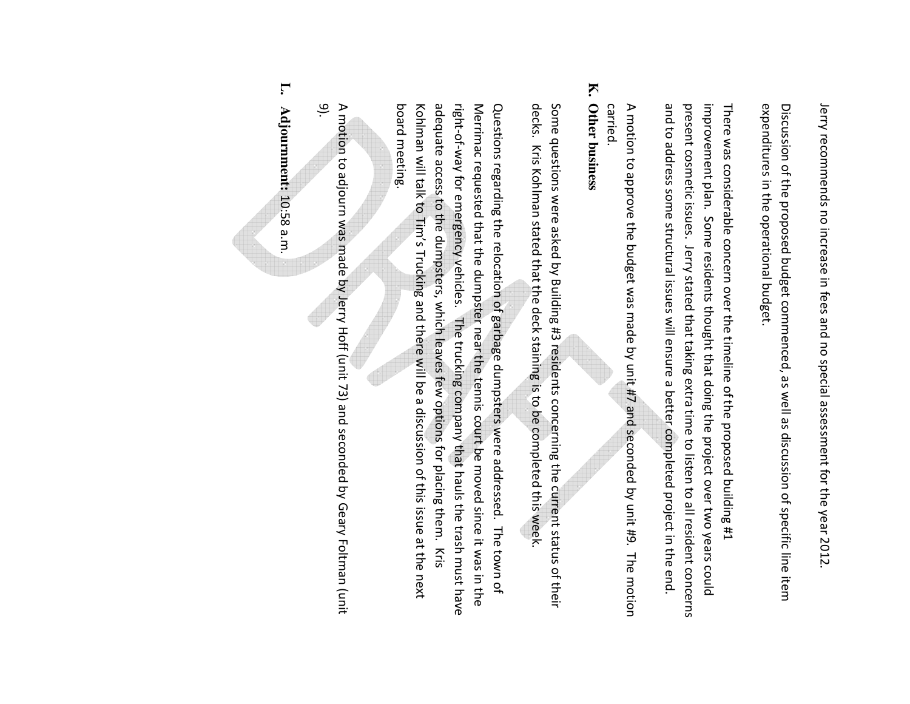Jerry recommends no increase in fees and no special assessment for the year 2012.

Discussion of the proposed budget commenced, as well as discussion of specific line item expenditures in the operational budget.

There was considerable concern over the timeline of the proposed building #1 improvement plan. Some residents thought that doing the project over two years could present cosmetic issues. Jerry stated that taking extra time to listen to all resident concerns and to address some structural issues will ensure a better completed project in the end.

A motion to approve the budget was made by unit #7 and seconded by unit #9. The motion carried.

## K. Other business

Some questions were asked by Building #3 residents concerning the current status of their decks. Kris Kohlman stated that the deck staining is to be completed this week.

Questions regarding the relocation of garbage dumpsters were addressed. The town of Merrimac requested that the dumpster near the tennis court be moved since it was in the right-of-way for emergency vehicles. The trucking company that hauls the trash must have adequate access to the dumpsters, which leaves few options for placing them. Kris Kohlman will talk to Tim's Trucking and there will be a discussion of this issue at the next board meeting.

A motion to adjourn was made by Jerry Hoff (unit 73) and seconded by Geary Foltman (unit 9).

## L. Adjournment: 10:58 a.m.